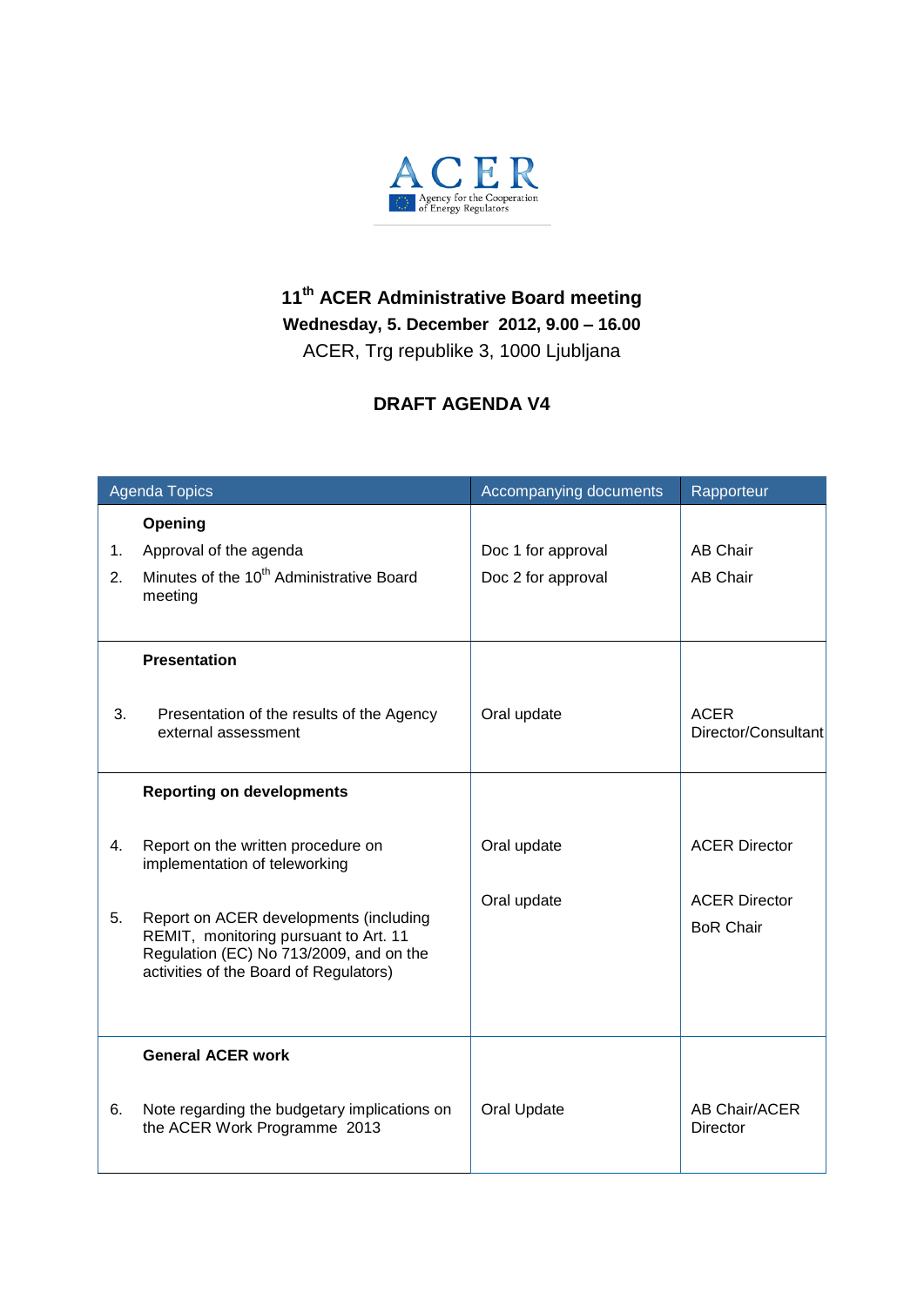ACER

Agency for the Cooperation of Energy Regulators

# 11th ACER Administrative Board meeting

**Wednesday, 5. December 2012, 9.00 – 16.00**

ACER, Trg republike 3, 1000 Ljubljana

## DRAFT AGENDA V4

| Agenda Topics | Accompanying documents | Rapporteur |
|---|---|---|
| **Opening** | | |
| 1. Approval of the agenda | Doc 1 for approval | AB Chair |
| 2. Minutes of the 10th Administrative Board meeting | Doc 2 for approval | AB Chair |
| **Presentation** | | |
| 3. Presentation of the results of the Agency external assessment | Oral update | ACER Director/Consultant |
| **Reporting on developments** | | |
| 4. Report on the written procedure on implementation of teleworking | Oral update | ACER Director |
| 5. Report on ACER developments (including REMIT, monitoring pursuant to Art. 11 Regulation (EC) No 713/2009, and on the activities of the Board of Regulators) | Oral update | ACER Director<br>BoR Chair |
| **General ACER work** | | |
| 6. Note regarding the budgetary implications on the ACER Work Programme 2013 | Oral Update | AB Chair/ACER Director |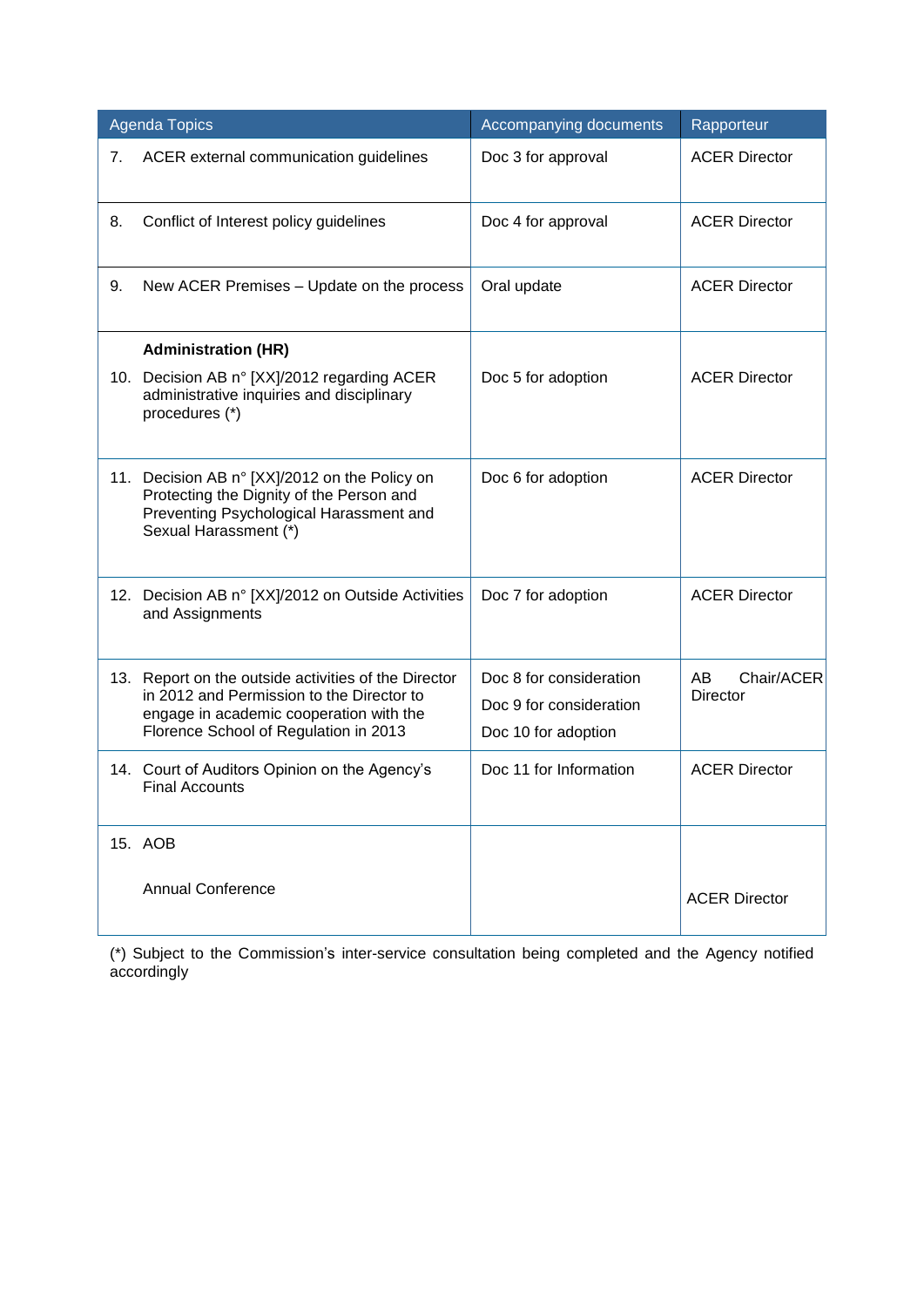| Agenda Topics | Accompanying documents | Rapporteur |
|---|---|---|
| 7. ACER external communication guidelines | Doc 3 for approval | ACER Director |
| 8. Conflict of Interest policy guidelines | Doc 4 for approval | ACER Director |
| 9. New ACER Premises – Update on the process | Oral update | ACER Director |
| **Administration (HR)**<br>10. Decision AB n° [XX]/2012 regarding ACER administrative inquiries and disciplinary procedures (*) | Doc 5 for adoption | ACER Director |
| 11. Decision AB n° [XX]/2012 on the Policy on Protecting the Dignity of the Person and Preventing Psychological Harassment and Sexual Harassment (*) | Doc 6 for adoption | ACER Director |
| 12. Decision AB n° [XX]/2012 on Outside Activities and Assignments | Doc 7 for adoption | ACER Director |
| 13. Report on the outside activities of the Director in 2012 and Permission to the Director to engage in academic cooperation with the Florence School of Regulation in 2013 | Doc 8 for consideration<br>Doc 9 for consideration<br>Doc 10 for adoption | AB Chair/ACER Director |
| 14. Court of Auditors Opinion on the Agency's Final Accounts | Doc 11 for Information | ACER Director |
| 15. AOB<br><br>Annual Conference | | <br><br>ACER Director |

(*) Subject to the Commission's inter-service consultation being completed and the Agency notified accordingly